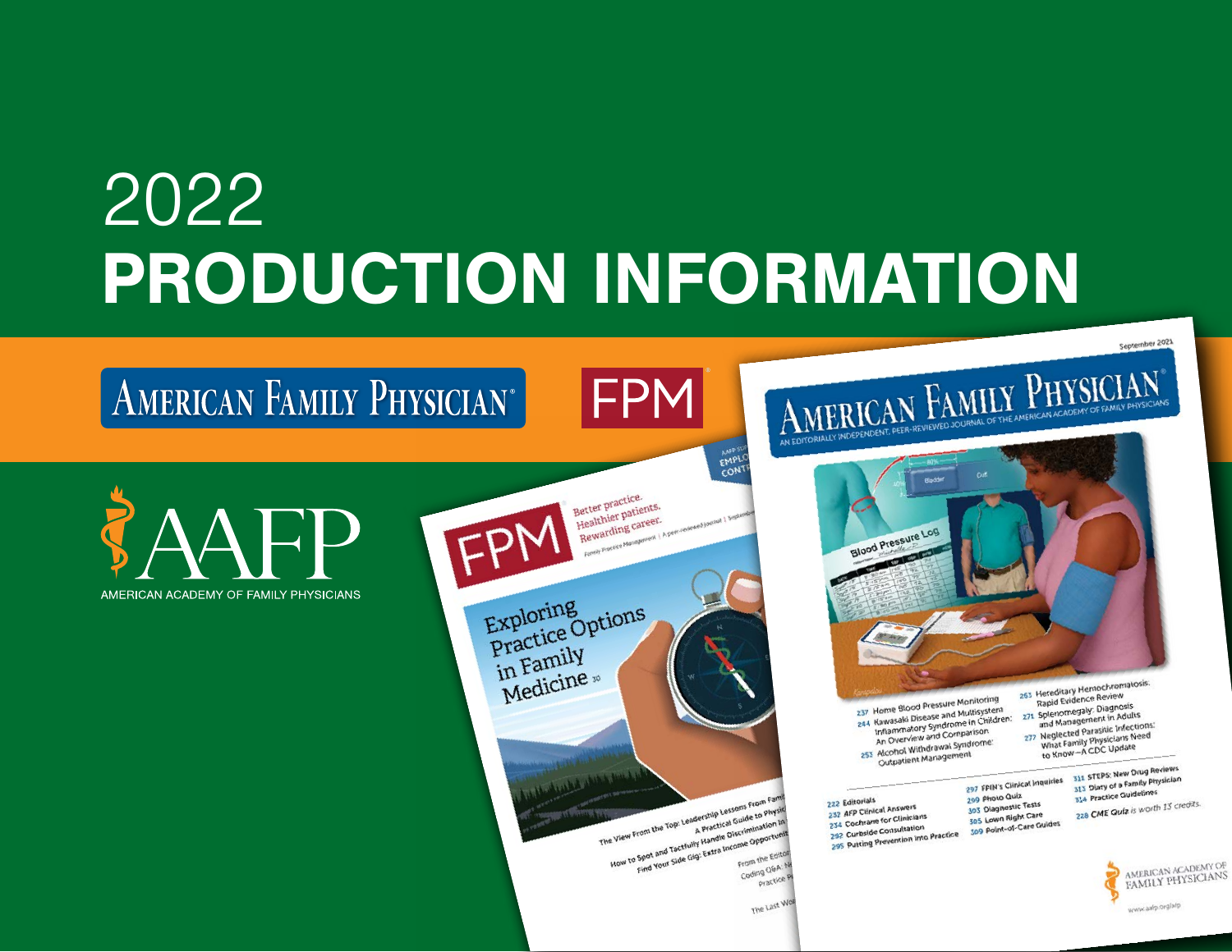# 2022 PRODUCTION INFORMATION

AMERICAN FAMILY PHYSICIAN®

FPM®

AAFP

AMERICAN ACADEMY OF FAMILY PHYSICIANS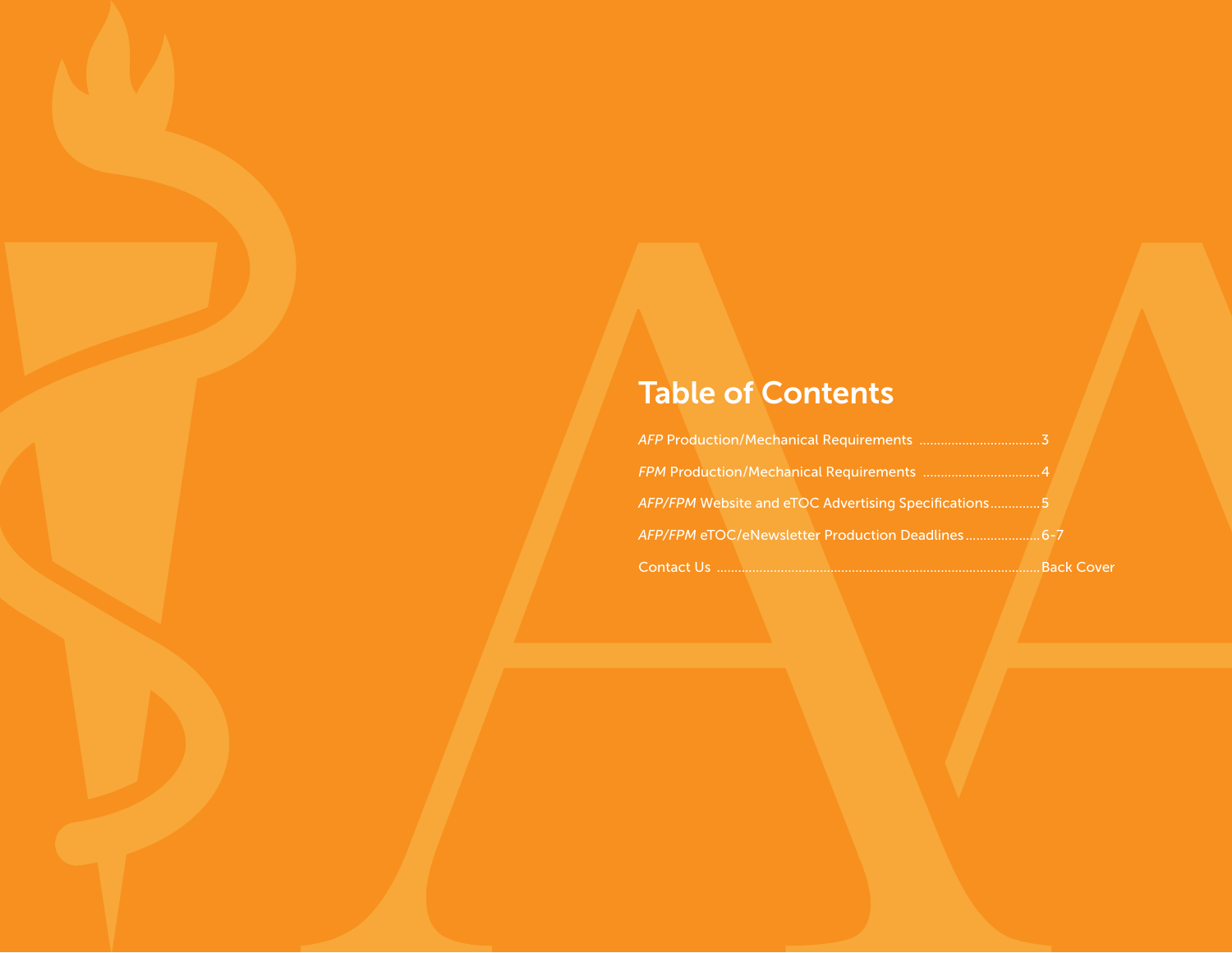# Table of Contents

*AFP* Production/Mechanical Requirements .................................3

*FPM* Production/Mechanical Requirements .................................4

*AFP/FPM* Website and eTOC Advertising Specifications.............5

*AFP/FPM* eTOC/eNewsletter Production Deadlines....................6-7

Contact Us ........................................................................................Back Cover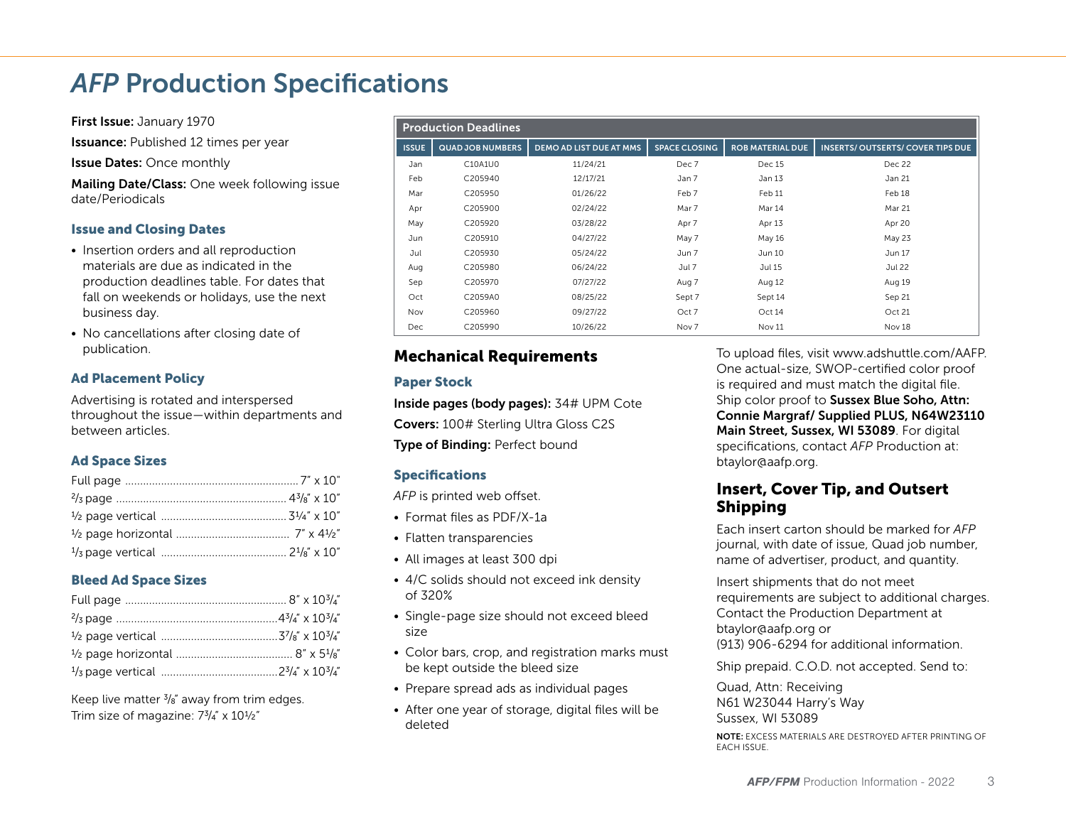# *AFP* Production Specifications

**First Issue:** January 1970

**Issuance:** Published 12 times per year

**Issue Dates:** Once monthly

**Mailing Date/Class:** One week following issue date/Periodicals

### Issue and Closing Dates

- Insertion orders and all reproduction materials are due as indicated in the production deadlines table. For dates that fall on weekends or holidays, use the next business day.
- No cancellations after closing date of publication.

### Ad Placement Policy

Advertising is rotated and interspersed throughout the issue—within departments and between articles.

### Ad Space Sizes

| | |
|---|---|
| Full page | 7" x 10" |
| 2/3 page | 4 3/8" x 10" |
| 1/2 page vertical | 3 1/4" x 10" |
| 1/2 page horizontal | 7" x 4 1/2" |
| 1/3 page vertical | 2 1/8" x 10" |

### Bleed Ad Space Sizes

| | |
|---|---|
| Full page | 8" x 10 3/4" |
| 2/3 page | 4 3/4" x 10 3/4" |
| 1/2 page vertical | 3 7/8" x 10 3/4" |
| 1/2 page horizontal | 8" x 5 1/8" |
| 1/3 page vertical | 2 3/4" x 10 3/4" |

Keep live matter 3/8" away from trim edges.
Trim size of magazine: 7 3/4" x 10 1/2"

**Production Deadlines**

| ISSUE | QUAD JOB NUMBERS | DEMO AD LIST DUE AT MMS | SPACE CLOSING | ROB MATERIAL DUE | INSERTS/ OUTSERTS/ COVER TIPS DUE |
|---|---|---|---|---|---|
| Jan | C10A1U0 | 11/24/21 | Dec 7 | Dec 15 | Dec 22 |
| Feb | C205940 | 12/17/21 | Jan 7 | Jan 13 | Jan 21 |
| Mar | C205950 | 01/26/22 | Feb 7 | Feb 11 | Feb 18 |
| Apr | C205900 | 02/24/22 | Mar 7 | Mar 14 | Mar 21 |
| May | C205920 | 03/28/22 | Apr 7 | Apr 13 | Apr 20 |
| Jun | C205910 | 04/27/22 | May 7 | May 16 | May 23 |
| Jul | C205930 | 05/24/22 | Jun 7 | Jun 10 | Jun 17 |
| Aug | C205980 | 06/24/22 | Jul 7 | Jul 15 | Jul 22 |
| Sep | C205970 | 07/27/22 | Aug 7 | Aug 12 | Aug 19 |
| Oct | C2059A0 | 08/25/22 | Sept 7 | Sept 14 | Sep 21 |
| Nov | C205960 | 09/27/22 | Oct 7 | Oct 14 | Oct 21 |
| Dec | C205990 | 10/26/22 | Nov 7 | Nov 11 | Nov 18 |

## Mechanical Requirements

### Paper Stock

**Inside pages (body pages):** 34# UPM Cote

**Covers:** 100# Sterling Ultra Gloss C2S

**Type of Binding:** Perfect bound

### Specifications

*AFP* is printed web offset.

- Format files as PDF/X-1a
- Flatten transparencies
- All images at least 300 dpi
- 4/C solids should not exceed ink density of 320%
- Single-page size should not exceed bleed size
- Color bars, crop, and registration marks must be kept outside the bleed size
- Prepare spread ads as individual pages
- After one year of storage, digital files will be deleted

To upload files, visit www.adshuttle.com/AAFP. One actual-size, SWOP-certified color proof is required and must match the digital file. Ship color proof to **Sussex Blue Soho, Attn: Connie Margraf/ Supplied PLUS, N64W23110 Main Street, Sussex, WI 53089**. For digital specifications, contact *AFP* Production at: btaylor@aafp.org.

## Insert, Cover Tip, and Outsert Shipping

Each insert carton should be marked for *AFP* journal, with date of issue, Quad job number, name of advertiser, product, and quantity.

Insert shipments that do not meet requirements are subject to additional charges. Contact the Production Department at btaylor@aafp.org or (913) 906-6294 for additional information.

Ship prepaid. C.O.D. not accepted. Send to:

Quad, Attn: Receiving
N61 W23044 Harry's Way
Sussex, WI 53089

**NOTE:** EXCESS MATERIALS ARE DESTROYED AFTER PRINTING OF EACH ISSUE.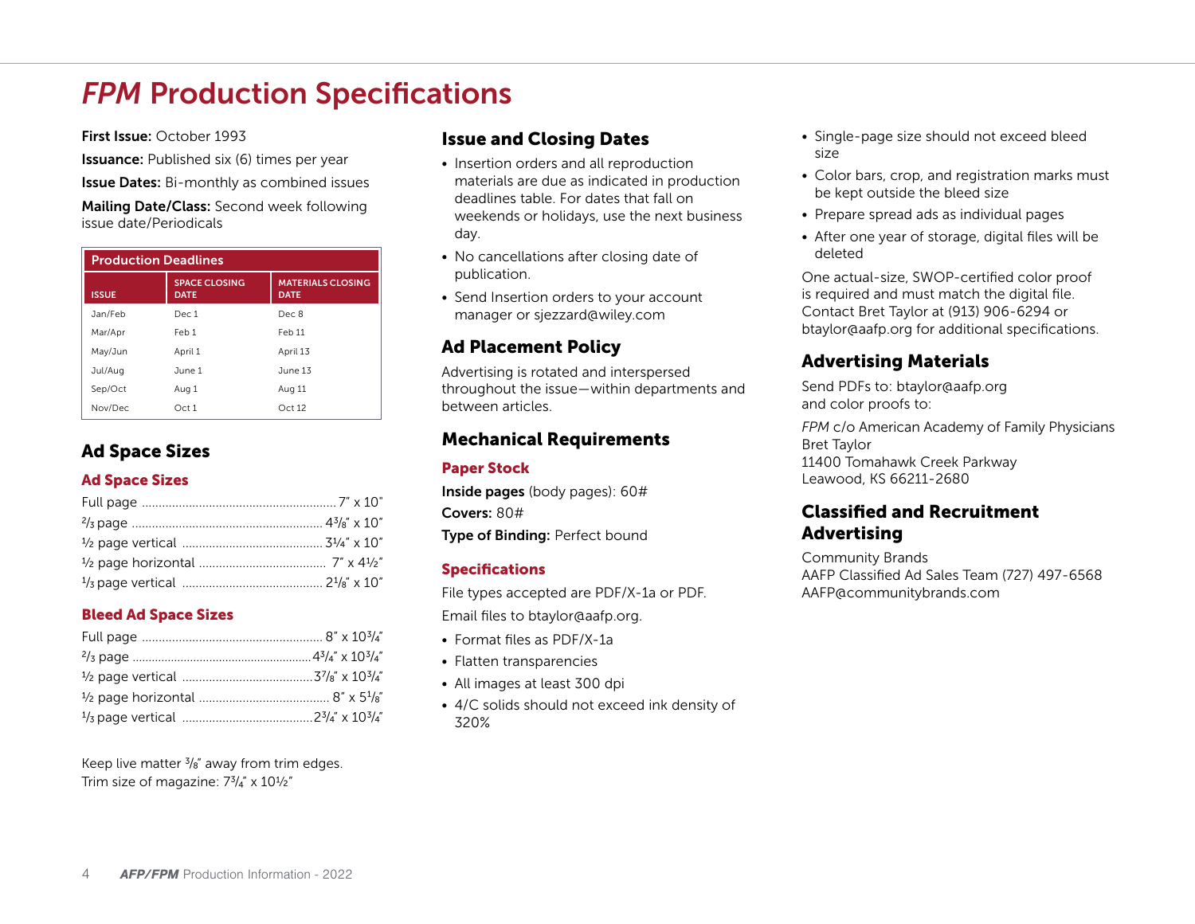# *FPM* Production Specifications

**First Issue:** October 1993

**Issuance:** Published six (6) times per year

**Issue Dates:** Bi-monthly as combined issues

**Mailing Date/Class:** Second week following issue date/Periodicals

**Production Deadlines**

| ISSUE | SPACE CLOSING DATE | MATERIALS CLOSING DATE |
|---|---|---|
| Jan/Feb | Dec 1 | Dec 8 |
| Mar/Apr | Feb 1 | Feb 11 |
| May/Jun | April 1 | April 13 |
| Jul/Aug | June 1 | June 13 |
| Sep/Oct | Aug 1 | Aug 11 |
| Nov/Dec | Oct 1 | Oct 12 |

## Ad Space Sizes

### Ad Space Sizes

| | |
|---|---|
| Full page | 7" x 10" |
| 2/3 page | 4 3/8" x 10" |
| 1/2 page vertical | 3 1/4" x 10" |
| 1/2 page horizontal | 7" x 4 1/2" |
| 1/3 page vertical | 2 1/8" x 10" |

### Bleed Ad Space Sizes

| | |
|---|---|
| Full page | 8" x 10 3/4" |
| 2/3 page | 4 3/4" x 10 3/4" |
| 1/2 page vertical | 3 7/8" x 10 3/4" |
| 1/2 page horizontal | 8" x 5 1/8" |
| 1/3 page vertical | 2 3/4" x 10 3/4" |

Keep live matter 3/8" away from trim edges.
Trim size of magazine: 7 3/4" x 10 1/2"

## Issue and Closing Dates

- Insertion orders and all reproduction materials are due as indicated in production deadlines table. For dates that fall on weekends or holidays, use the next business day.
- No cancellations after closing date of publication.
- Send Insertion orders to your account manager or sjezzard@wiley.com

## Ad Placement Policy

Advertising is rotated and interspersed throughout the issue—within departments and between articles.

## Mechanical Requirements

### Paper Stock

**Inside pages** (body pages): 60#

**Covers:** 80#

**Type of Binding:** Perfect bound

### Specifications

File types accepted are PDF/X-1a or PDF.

Email files to btaylor@aafp.org.

- Format files as PDF/X-1a
- Flatten transparencies
- All images at least 300 dpi
- 4/C solids should not exceed ink density of 320%
- Single-page size should not exceed bleed size
- Color bars, crop, and registration marks must be kept outside the bleed size
- Prepare spread ads as individual pages
- After one year of storage, digital files will be deleted

One actual-size, SWOP-certified color proof is required and must match the digital file. Contact Bret Taylor at (913) 906-6294 or btaylor@aafp.org for additional specifications.

## Advertising Materials

Send PDFs to: btaylor@aafp.org and color proofs to:

*FPM* c/o American Academy of Family Physicians
Bret Taylor
11400 Tomahawk Creek Parkway
Leawood, KS 66211-2680

## Classified and Recruitment Advertising

Community Brands
AAFP Classified Ad Sales Team (727) 497-6568
AAFP@communitybrands.com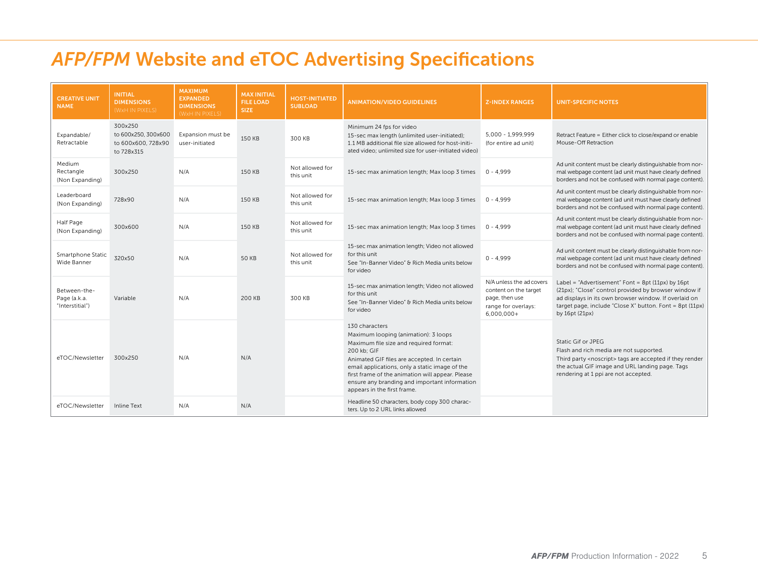# *AFP/FPM* Website and eTOC Advertising Specifications

| CREATIVE UNIT NAME | INITIAL DIMENSIONS (WxH IN PIXELS) | MAXIMUM EXPANDED DIMENSIONS (WxH IN PIXELS) | MAX INITIAL FILE LOAD SIZE | HOST-INITIATED SUBLOAD | ANIMATION/VIDEO GUIDELINES | Z-INDEX RANGES | UNIT-SPECIFIC NOTES |
|---|---|---|---|---|---|---|---|
| Expandable/ Retractable | 300x250 to 600x250, 300x600 to 600x600, 728x90 to 728x315 | Expansion must be user-initiated | 150 KB | 300 KB | Minimum 24 fps for video<br>15-sec max length (unlimited user-initiated);<br>1.1 MB additional file size allowed for host-initiated video; unlimited size for user-initiated video) | 5,000 - 1,999,999 (for entire ad unit) | Retract Feature = Either click to close/expand or enable Mouse-Off Retraction |
| Medium Rectangle (Non Expanding) | 300x250 | N/A | 150 KB | Not allowed for this unit | 15-sec max animation length; Max loop 3 times | 0 - 4,999 | Ad unit content must be clearly distinguishable from normal webpage content (ad unit must have clearly defined borders and not be confused with normal page content). |
| Leaderboard (Non Expanding) | 728x90 | N/A | 150 KB | Not allowed for this unit | 15-sec max animation length; Max loop 3 times | 0 - 4,999 | Ad unit content must be clearly distinguishable from normal webpage content (ad unit must have clearly defined borders and not be confused with normal page content). |
| Half Page (Non Expanding) | 300x600 | N/A | 150 KB | Not allowed for this unit | 15-sec max animation length; Max loop 3 times | 0 - 4,999 | Ad unit content must be clearly distinguishable from normal webpage content (ad unit must have clearly defined borders and not be confused with normal page content). |
| Smartphone Static Wide Banner | 320x50 | N/A | 50 KB | Not allowed for this unit | 15-sec max animation length; Video not allowed for this unit<br>See "In-Banner Video" & Rich Media units below for video | 0 - 4,999 | Ad unit content must be clearly distinguishable from normal webpage content (ad unit must have clearly defined borders and not be confused with normal page content). |
| Between-the-Page (a.k.a. "Interstitial") | Variable | N/A | 200 KB | 300 KB | 15-sec max animation length; Video not allowed for this unit<br>See "In-Banner Video" & Rich Media units below for video | N/A unless the ad covers content on the target page, then use range for overlays: 6,000,000+ | Label = "Advertisement" Font = 8pt (11px) by 16pt (21px); "Close" control provided by browser window if ad displays in its own browser window. If overlaid on target page, include "Close X" button. Font = 8pt (11px) by 16pt (21px) |
| eTOC/Newsletter | 300x250 | N/A | N/A | | 130 characters<br>Maximum looping (animation): 3 loops<br>Maximum file size and required format: 200 kb; GIF<br>Animated GIF files are accepted. In certain email applications, only a static image of the first frame of the animation will appear. Please ensure any branding and important information appears in the first frame. | | Static Gif or JPEG<br>Flash and rich media are not supported.<br>Third party <noscript> tags are accepted if they render the actual GIF image and URL landing page. Tags rendering at 1 ppi are not accepted. |
| eTOC/Newsletter | Inline Text | N/A | N/A | | Headline 50 characters, body copy 300 characters. Up to 2 URL links allowed | | |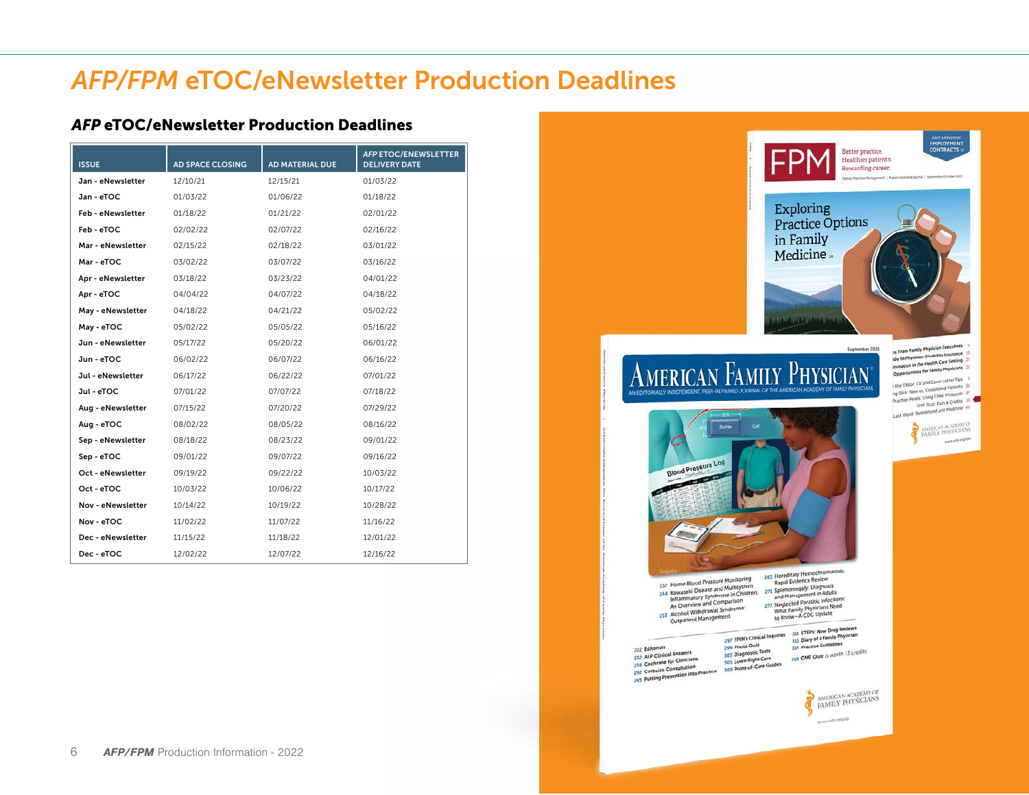# *AFP/FPM* eTOC/eNewsletter Production Deadlines

## *AFP* eTOC/eNewsletter Production Deadlines

| ISSUE | AD SPACE CLOSING | AD MATERIAL DUE | *AFP* ETOC/ENEWSLETTER DELIVERY DATE |
|---|---|---|---|
| Jan - eNewsletter | 12/10/21 | 12/15/21 | 01/03/22 |
| Jan - eTOC | 01/03/22 | 01/06/22 | 01/18/22 |
| Feb - eNewsletter | 01/18/22 | 01/21/22 | 02/01/22 |
| Feb - eTOC | 02/02/22 | 02/07/22 | 02/16/22 |
| Mar - eNewsletter | 02/15/22 | 02/18/22 | 03/01/22 |
| Mar - eTOC | 03/02/22 | 03/07/22 | 03/16/22 |
| Apr - eNewsletter | 03/18/22 | 03/23/22 | 04/01/22 |
| Apr - eTOC | 04/04/22 | 04/07/22 | 04/18/22 |
| May - eNewsletter | 04/18/22 | 04/21/22 | 05/02/22 |
| May - eTOC | 05/02/22 | 05/05/22 | 05/16/22 |
| Jun - eNewsletter | 05/17/22 | 05/20/22 | 06/01/22 |
| Jun - eTOC | 06/02/22 | 06/07/22 | 06/16/22 |
| Jul - eNewsletter | 06/17/22 | 06/22/22 | 07/01/22 |
| Jul - eTOC | 07/01/22 | 07/07/22 | 07/18/22 |
| Aug - eNewsletter | 07/15/22 | 07/20/22 | 07/29/22 |
| Aug - eTOC | 08/02/22 | 08/05/22 | 08/16/22 |
| Sep - eNewsletter | 08/18/22 | 08/23/22 | 09/01/22 |
| Sep - eTOC | 09/01/22 | 09/07/22 | 09/16/22 |
| Oct - eNewsletter | 09/19/22 | 09/22/22 | 10/03/22 |
| Oct - eTOC | 10/03/22 | 10/06/22 | 10/17/22 |
| Nov - eNewsletter | 10/14/22 | 10/19/22 | 10/28/22 |
| Nov - eTOC | 11/02/22 | 11/07/22 | 11/16/22 |
| Dec - eNewsletter | 11/15/22 | 11/18/22 | 12/01/22 |
| Dec - eTOC | 12/02/22 | 12/07/22 | 12/16/22 |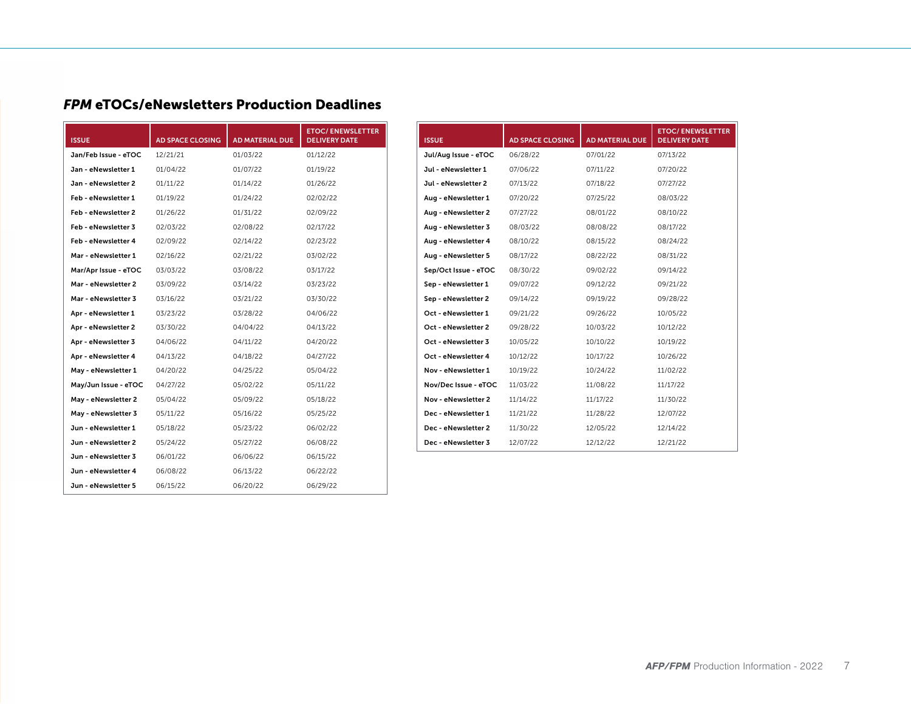## *FPM* eTOCs/eNewsletters Production Deadlines

| ISSUE | AD SPACE CLOSING | AD MATERIAL DUE | ETOC/ ENEWSLETTER DELIVERY DATE |
|---|---|---|---|
| **Jan/Feb Issue - eTOC** | 12/21/21 | 01/03/22 | 01/12/22 |
| **Jan - eNewsletter 1** | 01/04/22 | 01/07/22 | 01/19/22 |
| **Jan - eNewsletter 2** | 01/11/22 | 01/14/22 | 01/26/22 |
| **Feb - eNewsletter 1** | 01/19/22 | 01/24/22 | 02/02/22 |
| **Feb - eNewsletter 2** | 01/26/22 | 01/31/22 | 02/09/22 |
| **Feb - eNewsletter 3** | 02/03/22 | 02/08/22 | 02/17/22 |
| **Feb - eNewsletter 4** | 02/09/22 | 02/14/22 | 02/23/22 |
| **Mar - eNewsletter 1** | 02/16/22 | 02/21/22 | 03/02/22 |
| **Mar/Apr Issue - eTOC** | 03/03/22 | 03/08/22 | 03/17/22 |
| **Mar - eNewsletter 2** | 03/09/22 | 03/14/22 | 03/23/22 |
| **Mar - eNewsletter 3** | 03/16/22 | 03/21/22 | 03/30/22 |
| **Apr - eNewsletter 1** | 03/23/22 | 03/28/22 | 04/06/22 |
| **Apr - eNewsletter 2** | 03/30/22 | 04/04/22 | 04/13/22 |
| **Apr - eNewsletter 3** | 04/06/22 | 04/11/22 | 04/20/22 |
| **Apr - eNewsletter 4** | 04/13/22 | 04/18/22 | 04/27/22 |
| **May - eNewsletter 1** | 04/20/22 | 04/25/22 | 05/04/22 |
| **May/Jun Issue - eTOC** | 04/27/22 | 05/02/22 | 05/11/22 |
| **May - eNewsletter 2** | 05/04/22 | 05/09/22 | 05/18/22 |
| **May - eNewsletter 3** | 05/11/22 | 05/16/22 | 05/25/22 |
| **Jun - eNewsletter 1** | 05/18/22 | 05/23/22 | 06/02/22 |
| **Jun - eNewsletter 2** | 05/24/22 | 05/27/22 | 06/08/22 |
| **Jun - eNewsletter 3** | 06/01/22 | 06/06/22 | 06/15/22 |
| **Jun - eNewsletter 4** | 06/08/22 | 06/13/22 | 06/22/22 |
| **Jun - eNewsletter 5** | 06/15/22 | 06/20/22 | 06/29/22 |

| ISSUE | AD SPACE CLOSING | AD MATERIAL DUE | ETOC/ ENEWSLETTER DELIVERY DATE |
|---|---|---|---|
| **Jul/Aug Issue - eTOC** | 06/28/22 | 07/01/22 | 07/13/22 |
| **Jul - eNewsletter 1** | 07/06/22 | 07/11/22 | 07/20/22 |
| **Jul - eNewsletter 2** | 07/13/22 | 07/18/22 | 07/27/22 |
| **Aug - eNewsletter 1** | 07/20/22 | 07/25/22 | 08/03/22 |
| **Aug - eNewsletter 2** | 07/27/22 | 08/01/22 | 08/10/22 |
| **Aug - eNewsletter 3** | 08/03/22 | 08/08/22 | 08/17/22 |
| **Aug - eNewsletter 4** | 08/10/22 | 08/15/22 | 08/24/22 |
| **Aug - eNewsletter 5** | 08/17/22 | 08/22/22 | 08/31/22 |
| **Sep/Oct Issue - eTOC** | 08/30/22 | 09/02/22 | 09/14/22 |
| **Sep - eNewsletter 1** | 09/07/22 | 09/12/22 | 09/21/22 |
| **Sep - eNewsletter 2** | 09/14/22 | 09/19/22 | 09/28/22 |
| **Oct - eNewsletter 1** | 09/21/22 | 09/26/22 | 10/05/22 |
| **Oct - eNewsletter 2** | 09/28/22 | 10/03/22 | 10/12/22 |
| **Oct - eNewsletter 3** | 10/05/22 | 10/10/22 | 10/19/22 |
| **Oct - eNewsletter 4** | 10/12/22 | 10/17/22 | 10/26/22 |
| **Nov - eNewsletter 1** | 10/19/22 | 10/24/22 | 11/02/22 |
| **Nov/Dec Issue - eTOC** | 11/03/22 | 11/08/22 | 11/17/22 |
| **Nov - eNewsletter 2** | 11/14/22 | 11/17/22 | 11/30/22 |
| **Dec - eNewsletter 1** | 11/21/22 | 11/28/22 | 12/07/22 |
| **Dec - eNewsletter 2** | 11/30/22 | 12/05/22 | 12/14/22 |
| **Dec - eNewsletter 3** | 12/07/22 | 12/12/22 | 12/21/22 |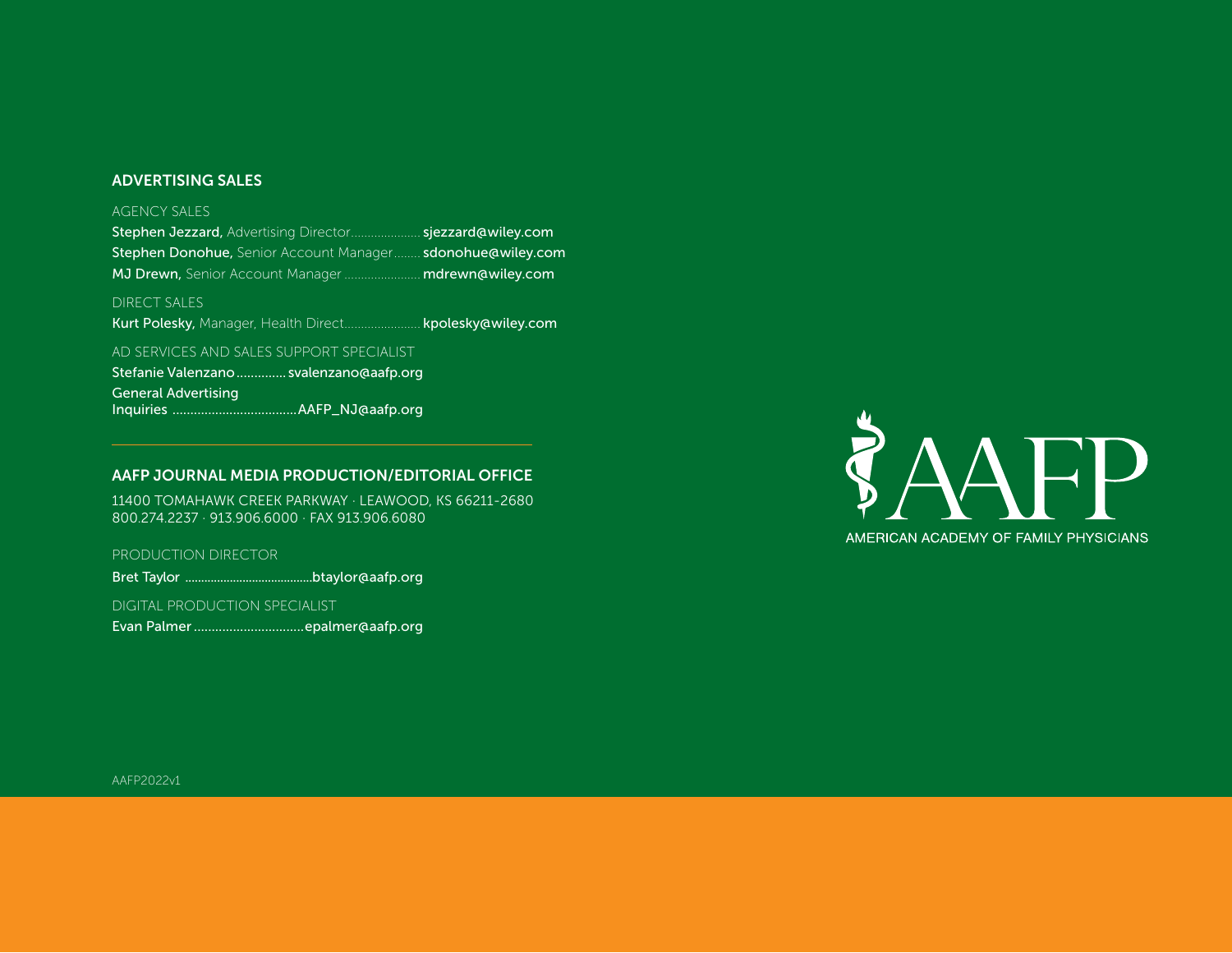## ADVERTISING SALES

AGENCY SALES

**Stephen Jezzard,** Advertising Director.................... **sjezzard@wiley.com**

**Stephen Donohue,** Senior Account Manager........ **sdonohue@wiley.com**

**MJ Drewn,** Senior Account Manager ...................... **mdrewn@wiley.com**

DIRECT SALES

**Kurt Polesky,** Manager, Health Direct...................... **kpolesky@wiley.com**

AD SERVICES AND SALES SUPPORT SPECIALIST

Stefanie Valenzano ............. svalenzano@aafp.org

General Advertising Inquiries ...................................AAFP_NJ@aafp.org

---

## AAFP JOURNAL MEDIA PRODUCTION/EDITORIAL OFFICE

11400 TOMAHAWK CREEK PARKWAY · LEAWOOD, KS 66211-2680
800.274.2237 · 913.906.6000 · FAX 913.906.6080

PRODUCTION DIRECTOR

Bret Taylor .......................................btaylor@aafp.org

DIGITAL PRODUCTION SPECIALIST

Evan Palmer ...............................epalmer@aafp.org

AAFP

AMERICAN ACADEMY OF FAMILY PHYSICIANS

AAFP2022v1